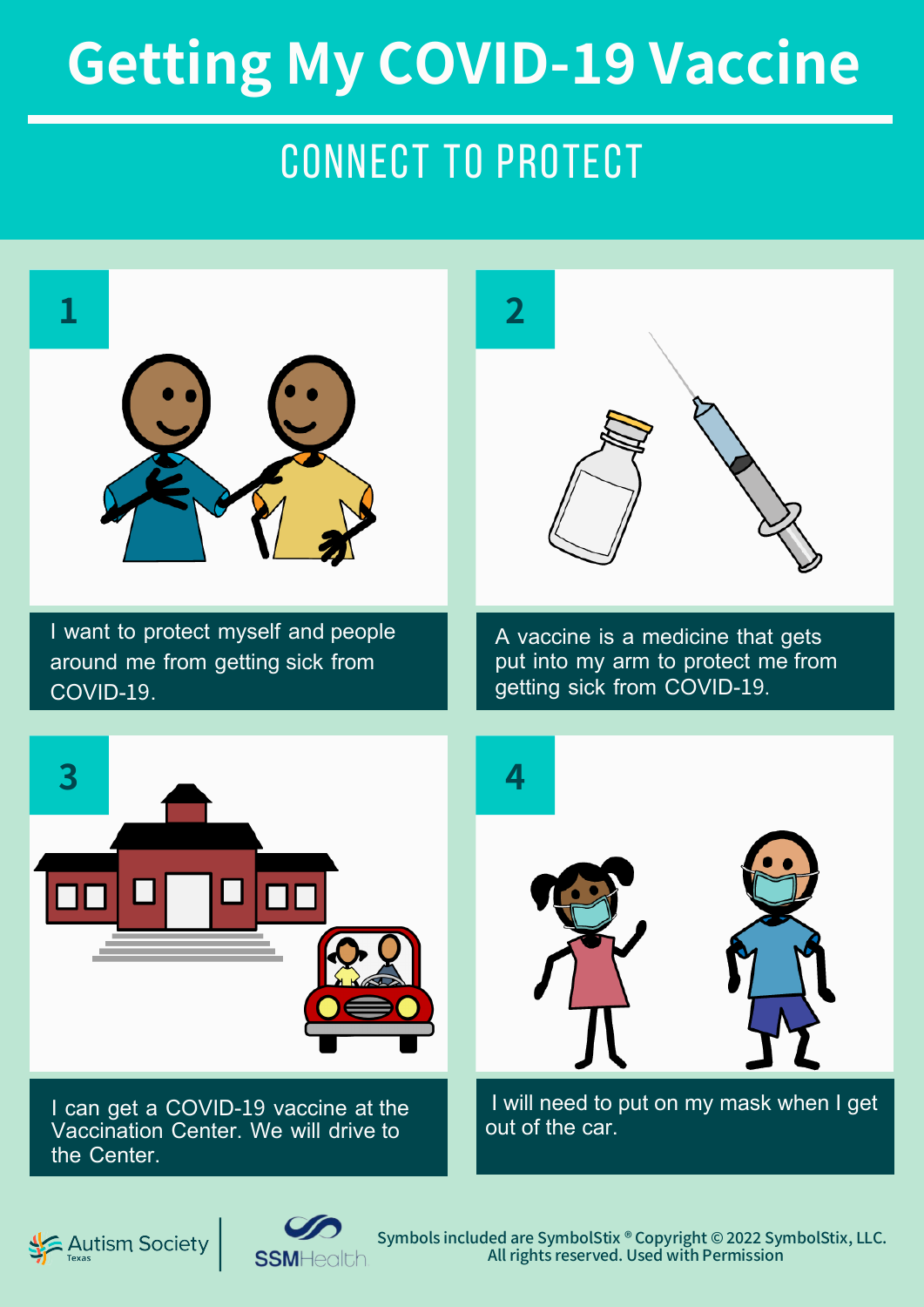# Getting My COVID-19 Vaccine

## CONNECT TO PROTECT

**1**

I want to protect myself and people around me from getting sick from COVID-19.

**2**

A vaccine is a medicine that gets put into my arm to protect me from getting sick from COVID-19.

**3**

I can get a COVID-19 vaccine at the Vaccination Center. We will drive to the Center.

**4**

I will need to put on my mask when I get out of the car.

Autism Society Texas | SSMHealth

Symbols included are SymbolStix® Copyright © 2022 SymbolStix, LLC. All rights reserved. Used with Permission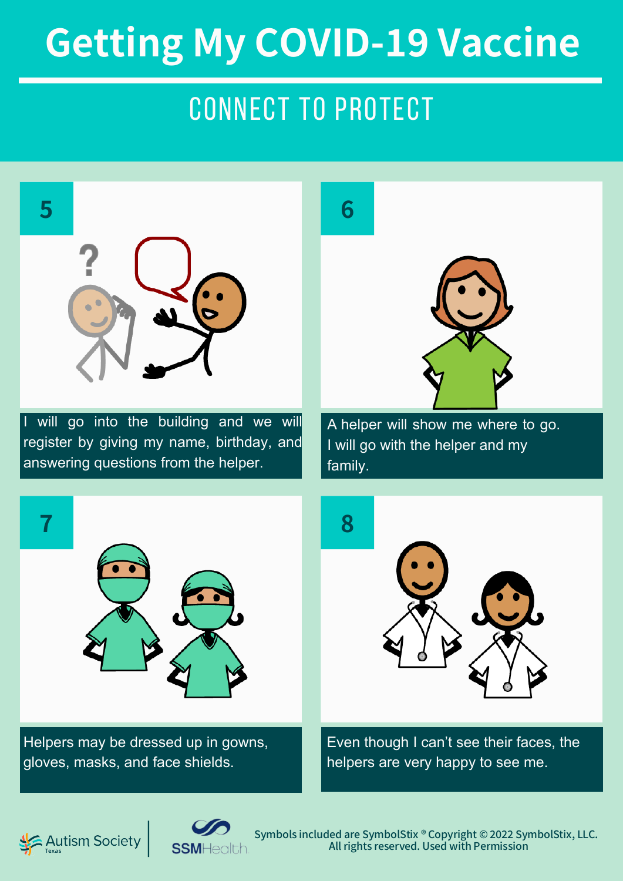# Getting My COVID-19 Vaccine

## CONNECT TO PROTECT

**5**

I will go into the building and we will register by giving my name, birthday, and answering questions from the helper.

**6**

A helper will show me where to go. I will go with the helper and my family.

**7**

Helpers may be dressed up in gowns, gloves, masks, and face shields.

**8**

Even though I can't see their faces, the helpers are very happy to see me.

Autism Society Texas | SSMHealth

Symbols included are SymbolStix ® Copyright © 2022 SymbolStix, LLC. All rights reserved. Used with Permission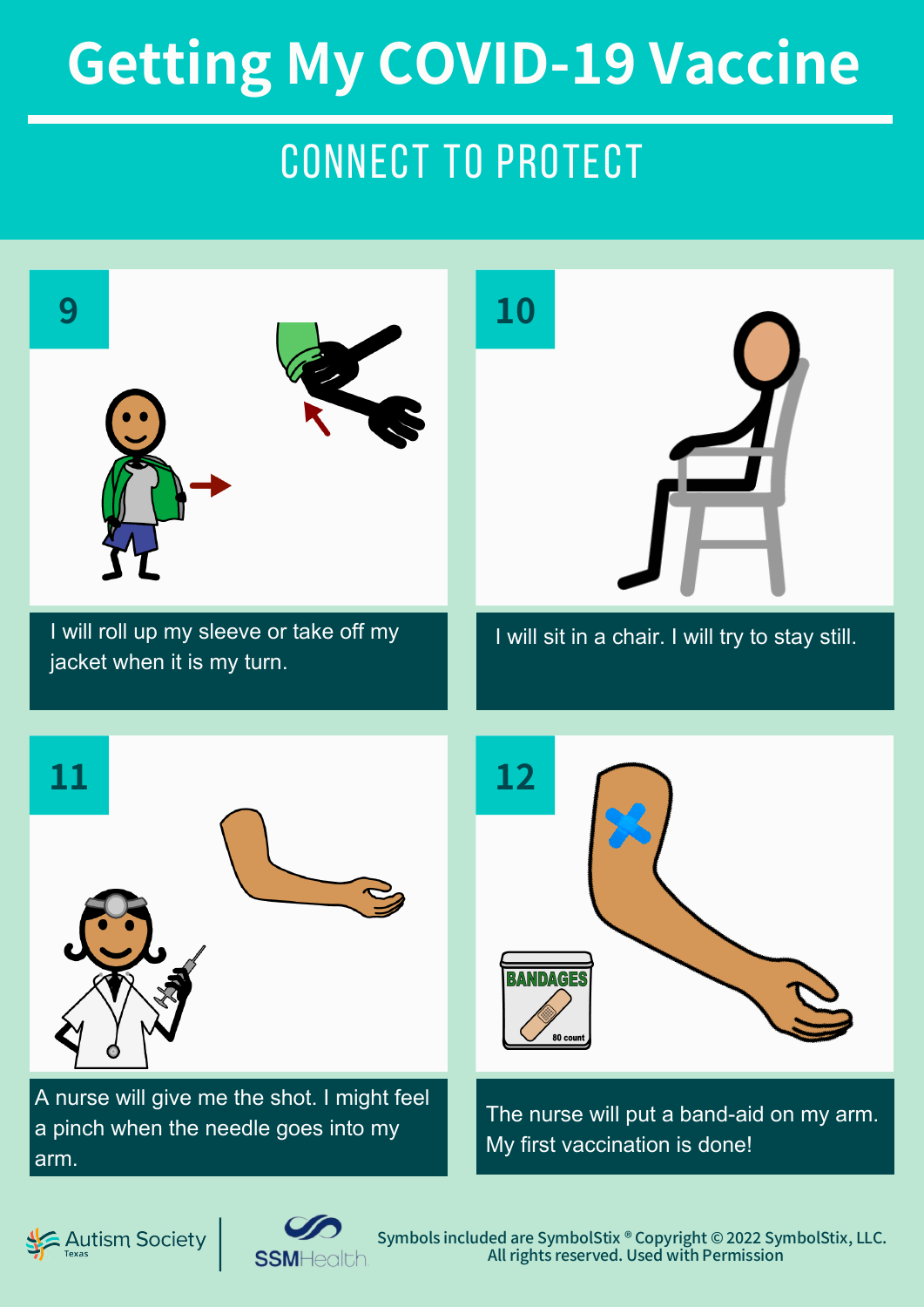# Getting My COVID-19 Vaccine

## CONNECT TO PROTECT

**9**

I will roll up my sleeve or take off my jacket when it is my turn.

**10**

I will sit in a chair. I will try to stay still.

**11**

A nurse will give me the shot. I might feel a pinch when the needle goes into my arm.

**12**

The nurse will put a band-aid on my arm. My first vaccination is done!

Autism Society Texas | SSMHealth

Symbols included are SymbolStix® Copyright © 2022 SymbolStix, LLC. All rights reserved. Used with Permission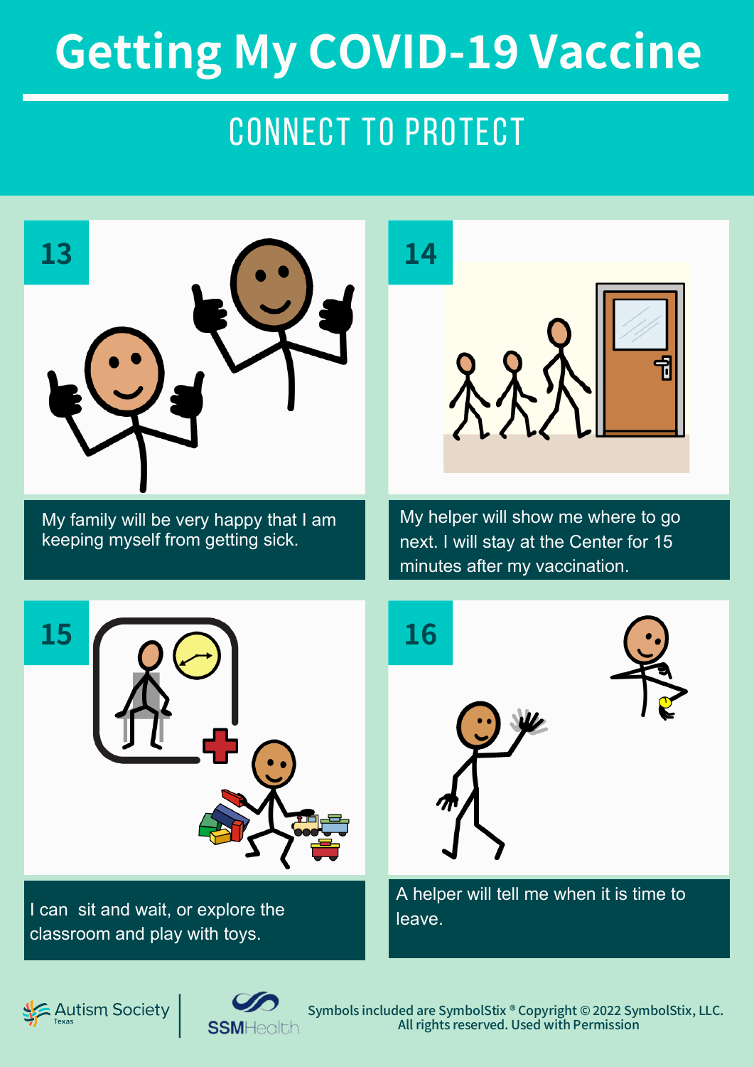# Getting My COVID-19 Vaccine

## CONNECT TO PROTECT

**13**

My family will be very happy that I am keeping myself from getting sick.

**14**

My helper will show me where to go next. I will stay at the Center for 15 minutes after my vaccination.

**15**

I can sit and wait, or explore the classroom and play with toys.

**16**

A helper will tell me when it is time to leave.

Autism Society Texas | SSMHealth

Symbols included are SymbolStix® Copyright © 2022 SymbolStix, LLC. All rights reserved. Used with Permission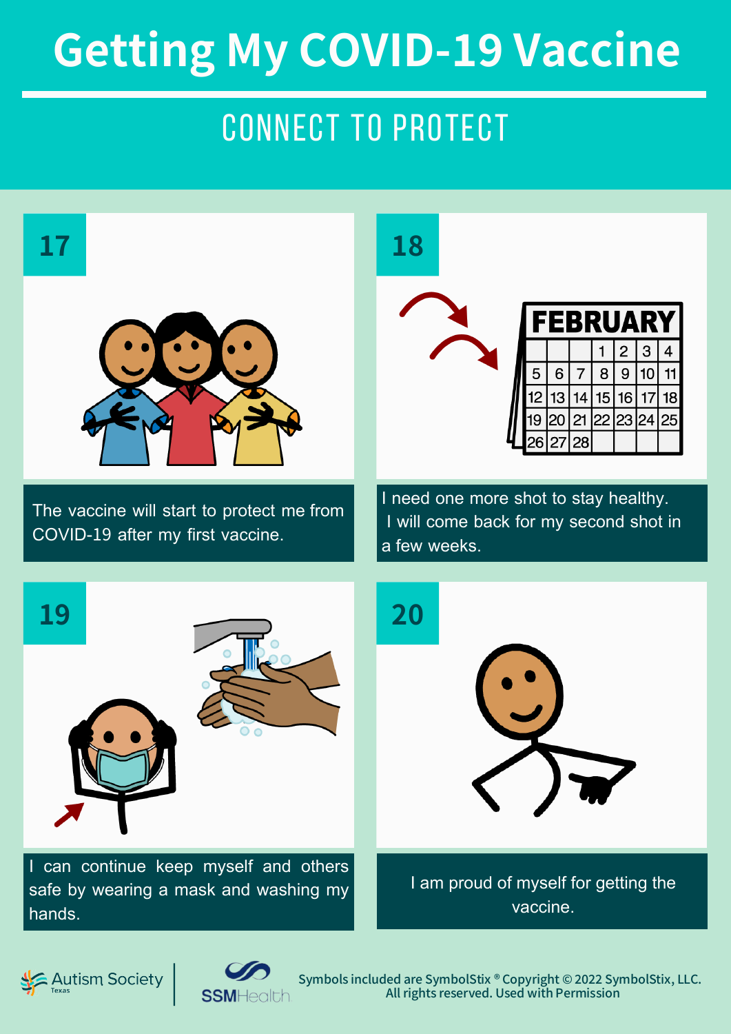# Getting My COVID-19 Vaccine

## CONNECT TO PROTECT

**17**

The vaccine will start to protect me from COVID-19 after my first vaccine.

**18**

I need one more shot to stay healthy. I will come back for my second shot in a few weeks.

**19**

I can continue keep myself and others safe by wearing a mask and washing my hands.

**20**

I am proud of myself for getting the vaccine.

Autism Society Texas | SSMHealth

Symbols included are SymbolStix® Copyright © 2022 SymbolStix, LLC. All rights reserved. Used with Permission